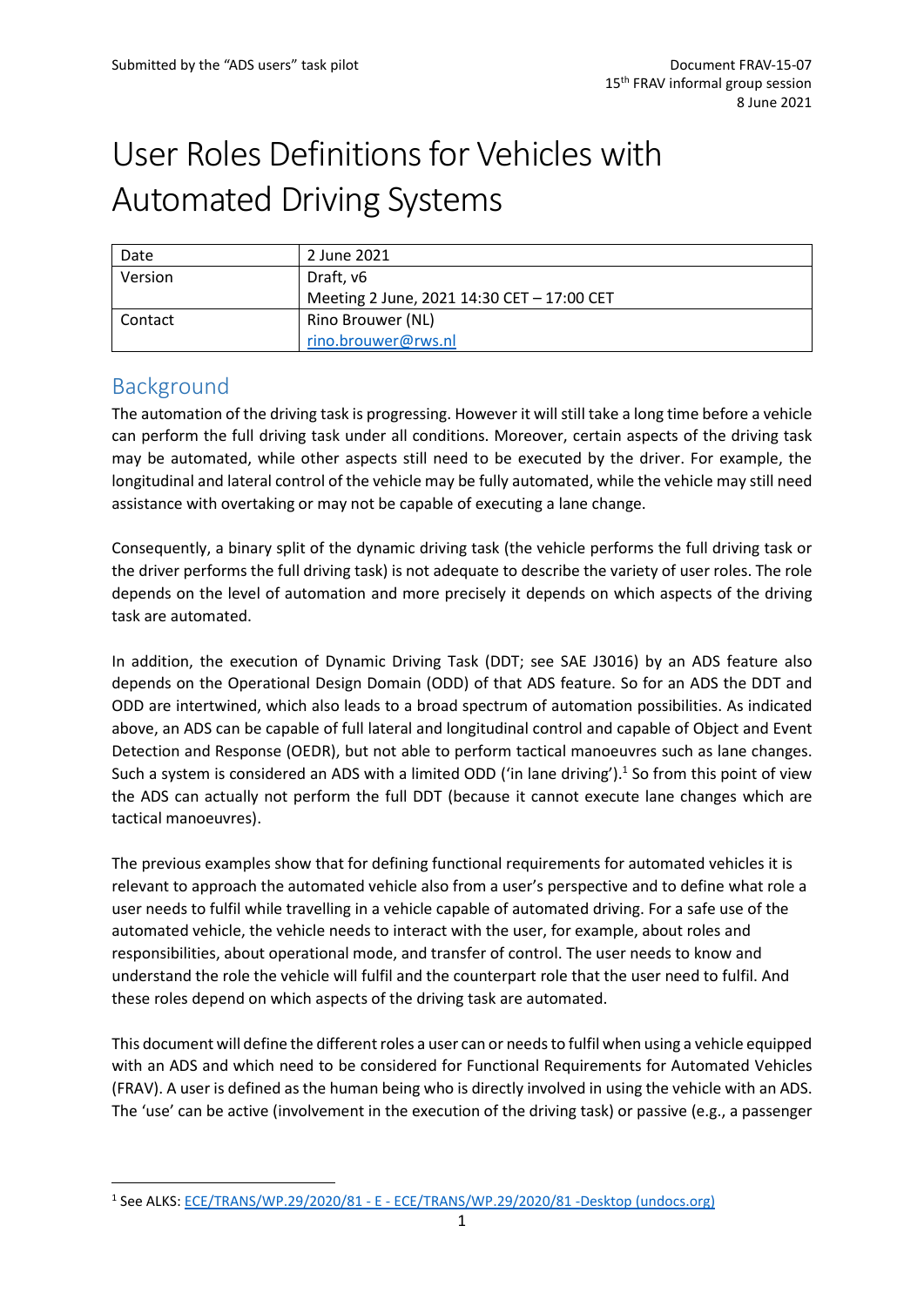Submitted by the "ADS users" task pilot

Document FRAV-15-07
15th FRAV informal group session
8 June 2021

# User Roles Definitions for Vehicles with Automated Driving Systems

| Date | 2 June 2021 |
|---|---|
| Version | Draft, v6<br>Meeting 2 June, 2021 14:30 CET – 17:00 CET |
| Contact | Rino Brouwer (NL)<br>rino.brouwer@rws.nl |

## Background

The automation of the driving task is progressing. However it will still take a long time before a vehicle can perform the full driving task under all conditions. Moreover, certain aspects of the driving task may be automated, while other aspects still need to be executed by the driver. For example, the longitudinal and lateral control of the vehicle may be fully automated, while the vehicle may still need assistance with overtaking or may not be capable of executing a lane change.

Consequently, a binary split of the dynamic driving task (the vehicle performs the full driving task or the driver performs the full driving task) is not adequate to describe the variety of user roles. The role depends on the level of automation and more precisely it depends on which aspects of the driving task are automated.

In addition, the execution of Dynamic Driving Task (DDT; see SAE J3016) by an ADS feature also depends on the Operational Design Domain (ODD) of that ADS feature. So for an ADS the DDT and ODD are intertwined, which also leads to a broad spectrum of automation possibilities. As indicated above, an ADS can be capable of full lateral and longitudinal control and capable of Object and Event Detection and Response (OEDR), but not able to perform tactical manoeuvres such as lane changes. Such a system is considered an ADS with a limited ODD ('in lane driving').[1] So from this point of view the ADS can actually not perform the full DDT (because it cannot execute lane changes which are tactical manoeuvres).

The previous examples show that for defining functional requirements for automated vehicles it is relevant to approach the automated vehicle also from a user's perspective and to define what role a user needs to fulfil while travelling in a vehicle capable of automated driving. For a safe use of the automated vehicle, the vehicle needs to interact with the user, for example, about roles and responsibilities, about operational mode, and transfer of control. The user needs to know and understand the role the vehicle will fulfil and the counterpart role that the user need to fulfil. And these roles depend on which aspects of the driving task are automated.

This document will define the different roles a user can or needs to fulfil when using a vehicle equipped with an ADS and which need to be considered for Functional Requirements for Automated Vehicles (FRAV). A user is defined as the human being who is directly involved in using the vehicle with an ADS. The 'use' can be active (involvement in the execution of the driving task) or passive (e.g., a passenger

[1] See ALKS: ECE/TRANS/WP.29/2020/81 - E - ECE/TRANS/WP.29/2020/81 -Desktop (undocs.org)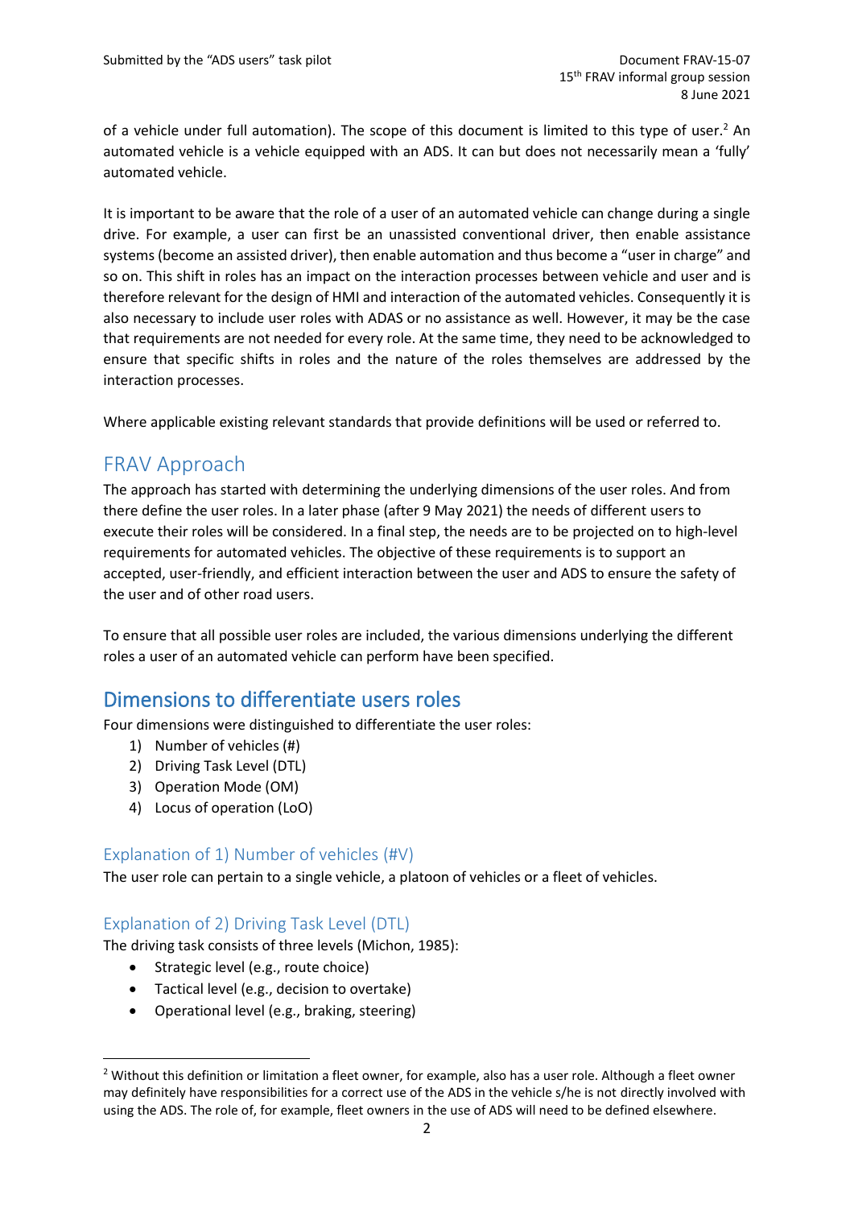of a vehicle under full automation). The scope of this document is limited to this type of user.[2] An automated vehicle is a vehicle equipped with an ADS. It can but does not necessarily mean a 'fully' automated vehicle.

It is important to be aware that the role of a user of an automated vehicle can change during a single drive. For example, a user can first be an unassisted conventional driver, then enable assistance systems (become an assisted driver), then enable automation and thus become a "user in charge" and so on. This shift in roles has an impact on the interaction processes between vehicle and user and is therefore relevant for the design of HMI and interaction of the automated vehicles. Consequently it is also necessary to include user roles with ADAS or no assistance as well. However, it may be the case that requirements are not needed for every role. At the same time, they need to be acknowledged to ensure that specific shifts in roles and the nature of the roles themselves are addressed by the interaction processes.

Where applicable existing relevant standards that provide definitions will be used or referred to.

## FRAV Approach

The approach has started with determining the underlying dimensions of the user roles. And from there define the user roles. In a later phase (after 9 May 2021) the needs of different users to execute their roles will be considered. In a final step, the needs are to be projected on to high-level requirements for automated vehicles. The objective of these requirements is to support an accepted, user-friendly, and efficient interaction between the user and ADS to ensure the safety of the user and of other road users.

To ensure that all possible user roles are included, the various dimensions underlying the different roles a user of an automated vehicle can perform have been specified.

## Dimensions to differentiate users roles

Four dimensions were distinguished to differentiate the user roles:

1) Number of vehicles (#)
2) Driving Task Level (DTL)
3) Operation Mode (OM)
4) Locus of operation (LoO)

### Explanation of 1) Number of vehicles (#V)

The user role can pertain to a single vehicle, a platoon of vehicles or a fleet of vehicles.

### Explanation of 2) Driving Task Level (DTL)

The driving task consists of three levels (Michon, 1985):

- Strategic level (e.g., route choice)
- Tactical level (e.g., decision to overtake)
- Operational level (e.g., braking, steering)

[2] Without this definition or limitation a fleet owner, for example, also has a user role. Although a fleet owner may definitely have responsibilities for a correct use of the ADS in the vehicle s/he is not directly involved with using the ADS. The role of, for example, fleet owners in the use of ADS will need to be defined elsewhere.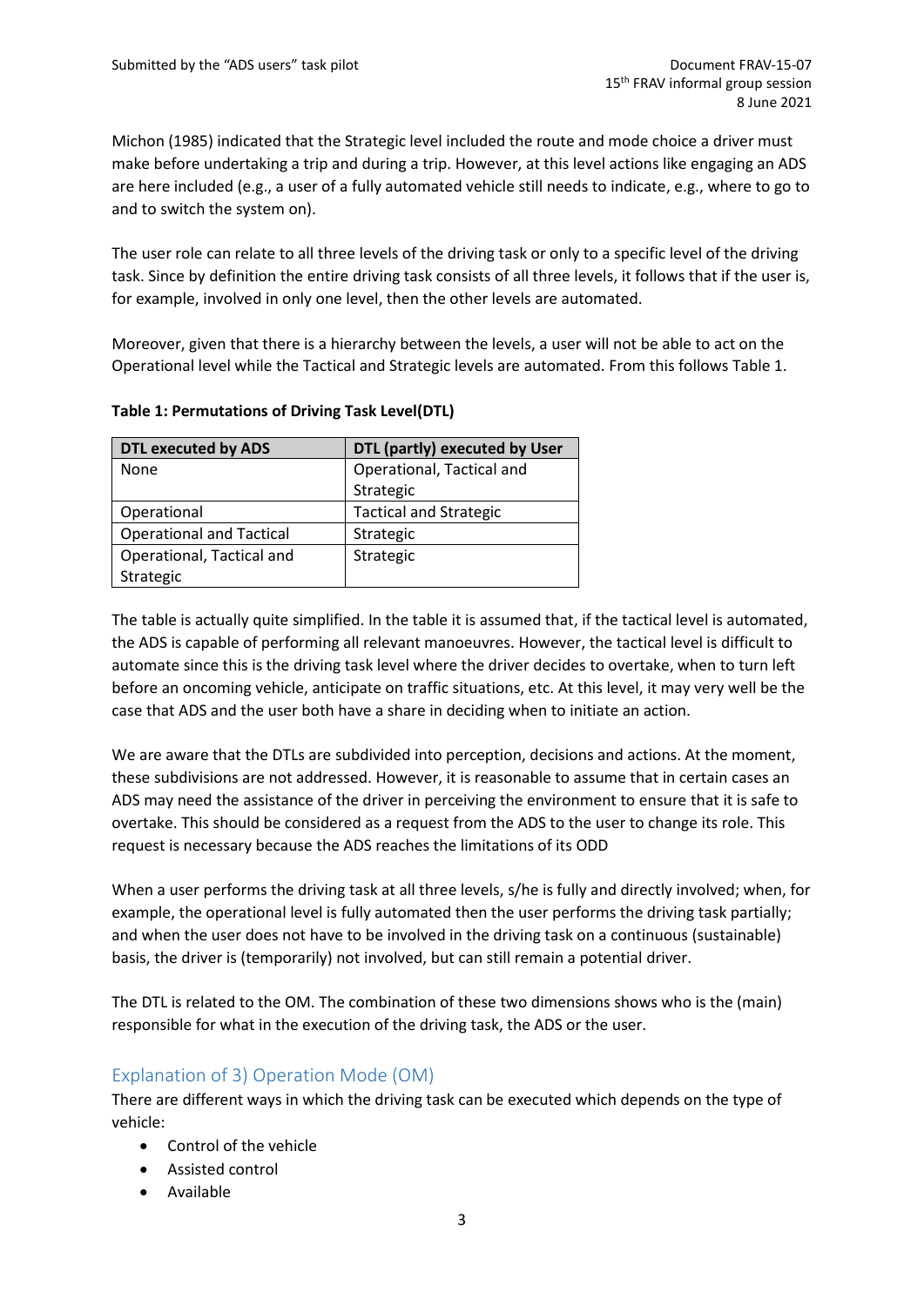Michon (1985) indicated that the Strategic level included the route and mode choice a driver must make before undertaking a trip and during a trip. However, at this level actions like engaging an ADS are here included (e.g., a user of a fully automated vehicle still needs to indicate, e.g., where to go to and to switch the system on).

The user role can relate to all three levels of the driving task or only to a specific level of the driving task. Since by definition the entire driving task consists of all three levels, it follows that if the user is, for example, involved in only one level, then the other levels are automated.

Moreover, given that there is a hierarchy between the levels, a user will not be able to act on the Operational level while the Tactical and Strategic levels are automated. From this follows Table 1.

**Table 1: Permutations of Driving Task Level(DTL)**

| DTL executed by ADS | DTL (partly) executed by User |
|---|---|
| None | Operational, Tactical and Strategic |
| Operational | Tactical and Strategic |
| Operational and Tactical | Strategic |
| Operational, Tactical and Strategic | Strategic |

The table is actually quite simplified. In the table it is assumed that, if the tactical level is automated, the ADS is capable of performing all relevant manoeuvres. However, the tactical level is difficult to automate since this is the driving task level where the driver decides to overtake, when to turn left before an oncoming vehicle, anticipate on traffic situations, etc. At this level, it may very well be the case that ADS and the user both have a share in deciding when to initiate an action.

We are aware that the DTLs are subdivided into perception, decisions and actions. At the moment, these subdivisions are not addressed. However, it is reasonable to assume that in certain cases an ADS may need the assistance of the driver in perceiving the environment to ensure that it is safe to overtake. This should be considered as a request from the ADS to the user to change its role. This request is necessary because the ADS reaches the limitations of its ODD

When a user performs the driving task at all three levels, s/he is fully and directly involved; when, for example, the operational level is fully automated then the user performs the driving task partially; and when the user does not have to be involved in the driving task on a continuous (sustainable) basis, the driver is (temporarily) not involved, but can still remain a potential driver.

The DTL is related to the OM. The combination of these two dimensions shows who is the (main) responsible for what in the execution of the driving task, the ADS or the user.

## Explanation of 3) Operation Mode (OM)

There are different ways in which the driving task can be executed which depends on the type of vehicle:

- Control of the vehicle
- Assisted control
- Available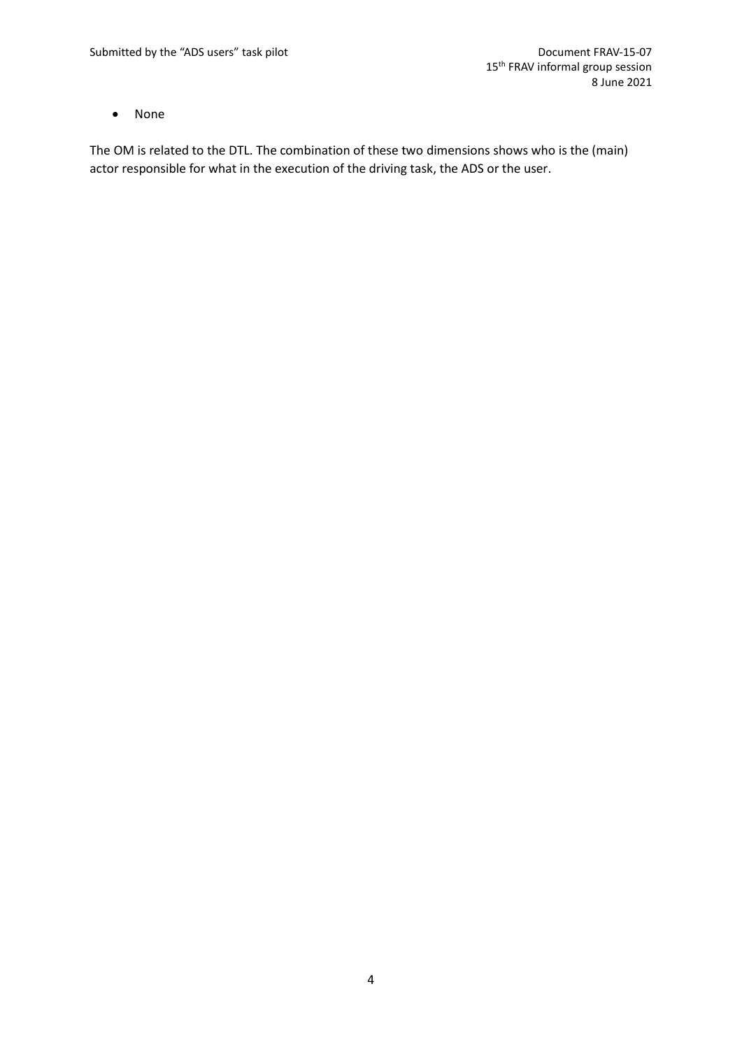- None

The OM is related to the DTL. The combination of these two dimensions shows who is the (main) actor responsible for what in the execution of the driving task, the ADS or the user.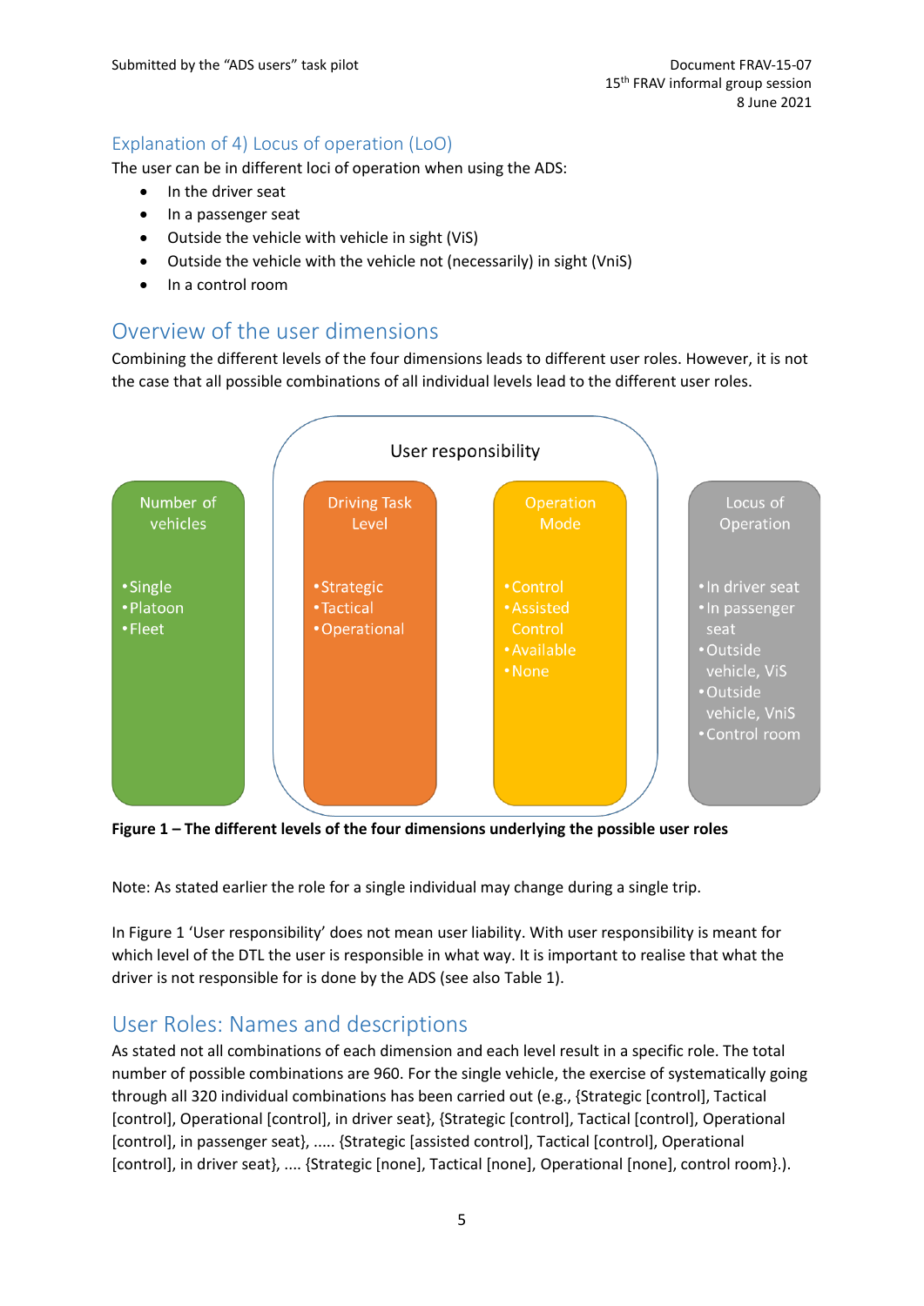### Explanation of 4) Locus of operation (LoO)

The user can be in different loci of operation when using the ADS:

- In the driver seat
- In a passenger seat
- Outside the vehicle with vehicle in sight (ViS)
- Outside the vehicle with the vehicle not (necessarily) in sight (VniS)
- In a control room

## Overview of the user dimensions

Combining the different levels of the four dimensions leads to different user roles. However, it is not the case that all possible combinations of all individual levels lead to the different user roles.

| Number of vehicles | Driving Task Level | Operation Mode | Locus of Operation |
|---|---|---|---|
| • Single<br>• Platoon<br>• Fleet | • Strategic<br>• Tactical<br>• Operational | • Control<br>• Assisted Control<br>• Available<br>• None | • In driver seat<br>• In passenger seat<br>• Outside vehicle, ViS<br>• Outside vehicle, VniS<br>• Control room |

(User responsibility: Driving Task Level and Operation Mode)

**Figure 1 – The different levels of the four dimensions underlying the possible user roles**

Note: As stated earlier the role for a single individual may change during a single trip.

In Figure 1 'User responsibility' does not mean user liability. With user responsibility is meant for which level of the DTL the user is responsible in what way. It is important to realise that what the driver is not responsible for is done by the ADS (see also Table 1).

## User Roles: Names and descriptions

As stated not all combinations of each dimension and each level result in a specific role. The total number of possible combinations are 960. For the single vehicle, the exercise of systematically going through all 320 individual combinations has been carried out (e.g., {Strategic [control], Tactical [control], Operational [control], in driver seat}, {Strategic [control], Tactical [control], Operational [control], in passenger seat}, ..... {Strategic [assisted control], Tactical [control], Operational [control], in driver seat}, .... {Strategic [none], Tactical [none], Operational [none], control room}.).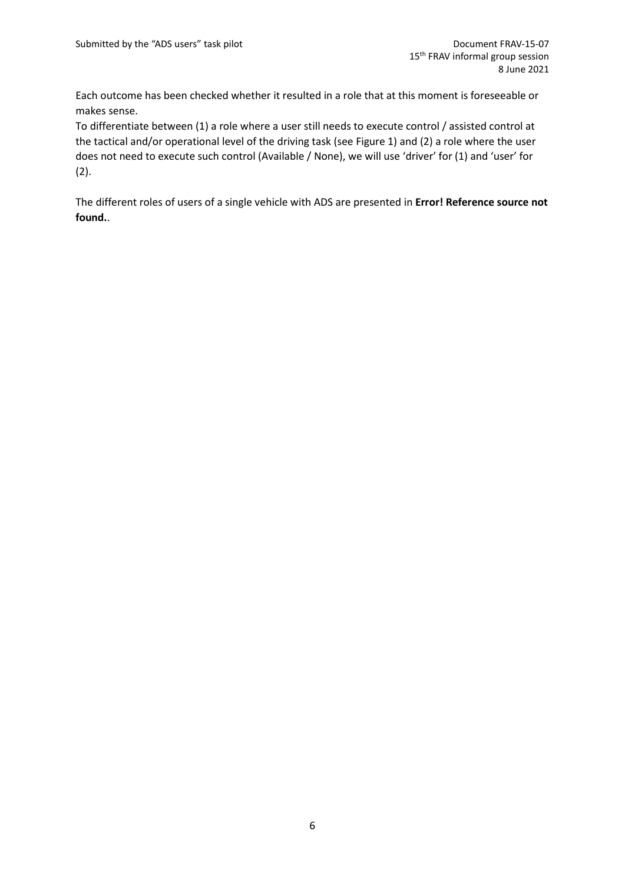Each outcome has been checked whether it resulted in a role that at this moment is foreseeable or makes sense.

To differentiate between (1) a role where a user still needs to execute control / assisted control at the tactical and/or operational level of the driving task (see Figure 1) and (2) a role where the user does not need to execute such control (Available / None), we will use 'driver' for (1) and 'user' for (2).

The different roles of users of a single vehicle with ADS are presented in **Error! Reference source not found.**.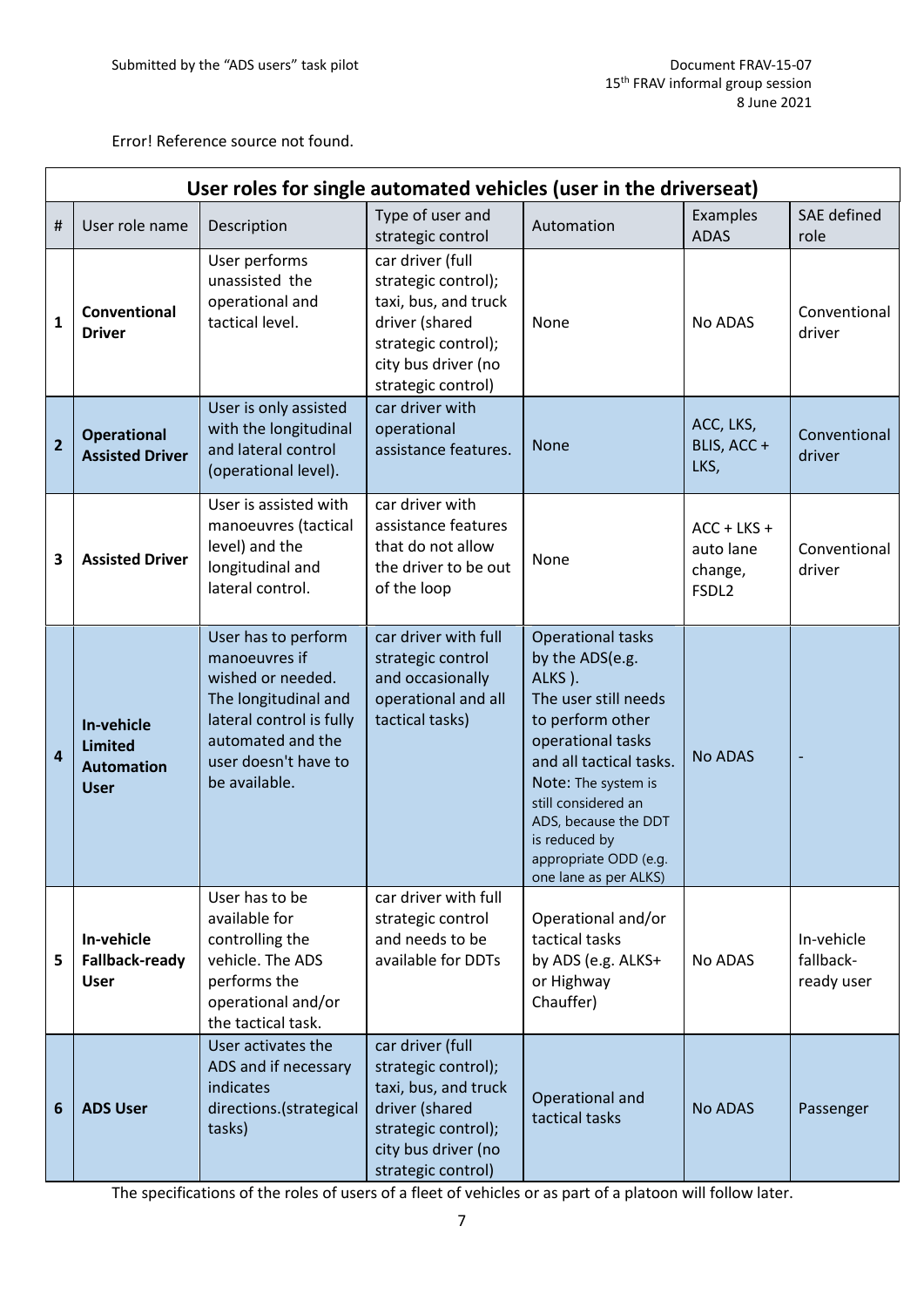Error! Reference source not found.

| User roles for single automated vehicles (user in the driverseat) | | | | | | |
|---|---|---|---|---|---|---|
| # | User role name | Description | Type of user and strategic control | Automation | Examples ADAS | SAE defined role |
| 1 | **Conventional Driver** | User performs unassisted the operational and tactical level. | car driver (full strategic control); taxi, bus, and truck driver (shared strategic control); city bus driver (no strategic control) | None | No ADAS | Conventional driver |
| 2 | **Operational Assisted Driver** | User is only assisted with the longitudinal and lateral control (operational level). | car driver with operational assistance features. | None | ACC, LKS, BLIS, ACC + LKS, | Conventional driver |
| 3 | **Assisted Driver** | User is assisted with manoeuvres (tactical level) and the longitudinal and lateral control. | car driver with assistance features that do not allow the driver to be out of the loop | None | ACC + LKS + auto lane change, FSDL2 | Conventional driver |
| 4 | **In-vehicle Limited Automation User** | User has to perform manoeuvres if wished or needed. The longitudinal and lateral control is fully automated and the user doesn't have to be available. | car driver with full strategic control and occasionally operational and all tactical tasks) | Operational tasks by the ADS(e.g. ALKS ). The user still needs to perform other operational tasks and all tactical tasks. Note: The system is still considered an ADS, because the DDT is reduced by appropriate ODD (e.g. one lane as per ALKS) | No ADAS | - |
| 5 | **In-vehicle Fallback-ready User** | User has to be available for controlling the vehicle. The ADS performs the operational and/or the tactical task. | car driver with full strategic control and needs to be available for DDTs | Operational and/or tactical tasks by ADS (e.g. ALKS+ or Highway Chauffer) | No ADAS | In-vehicle fallback-ready user |
| 6 | **ADS User** | User activates the ADS and if necessary indicates directions.(strategical tasks) | car driver (full strategic control); taxi, bus, and truck driver (shared strategic control); city bus driver (no strategic control) | Operational and tactical tasks | No ADAS | Passenger |

The specifications of the roles of users of a fleet of vehicles or as part of a platoon will follow later.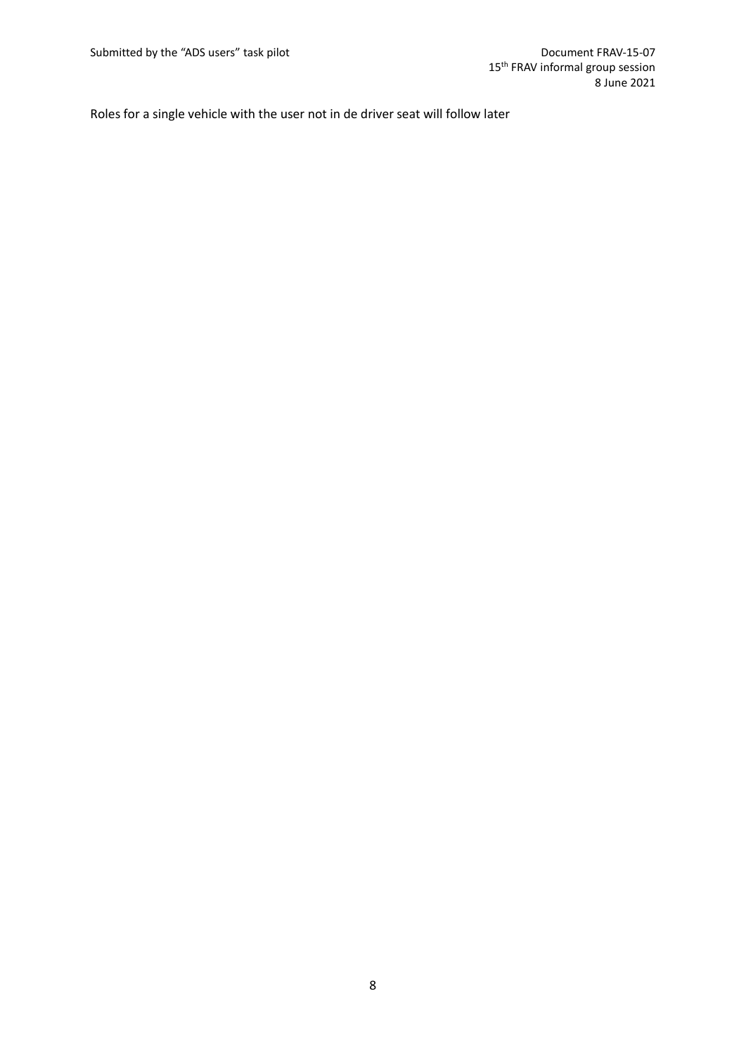Roles for a single vehicle with the user not in de driver seat will follow later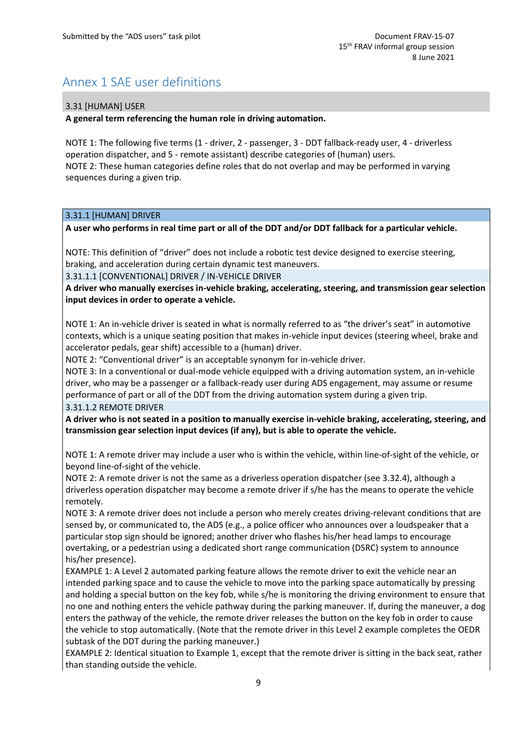# Annex 1 SAE user definitions

3.31 [HUMAN] USER

**A general term referencing the human role in driving automation.**

NOTE 1: The following five terms (1 - driver, 2 - passenger, 3 - DDT fallback-ready user, 4 - driverless operation dispatcher, and 5 - remote assistant) describe categories of (human) users.
NOTE 2: These human categories define roles that do not overlap and may be performed in varying sequences during a given trip.

3.31.1 [HUMAN] DRIVER

**A user who performs in real time part or all of the DDT and/or DDT fallback for a particular vehicle.**

NOTE: This definition of "driver" does not include a robotic test device designed to exercise steering, braking, and acceleration during certain dynamic test maneuvers.

3.31.1.1 [CONVENTIONAL] DRIVER / IN-VEHICLE DRIVER

**A driver who manually exercises in-vehicle braking, accelerating, steering, and transmission gear selection input devices in order to operate a vehicle.**

NOTE 1: An in-vehicle driver is seated in what is normally referred to as "the driver's seat" in automotive contexts, which is a unique seating position that makes in-vehicle input devices (steering wheel, brake and accelerator pedals, gear shift) accessible to a (human) driver.
NOTE 2: "Conventional driver" is an acceptable synonym for in-vehicle driver.
NOTE 3: In a conventional or dual-mode vehicle equipped with a driving automation system, an in-vehicle driver, who may be a passenger or a fallback-ready user during ADS engagement, may assume or resume performance of part or all of the DDT from the driving automation system during a given trip.

3.31.1.2 REMOTE DRIVER

**A driver who is not seated in a position to manually exercise in-vehicle braking, accelerating, steering, and transmission gear selection input devices (if any), but is able to operate the vehicle.**

NOTE 1: A remote driver may include a user who is within the vehicle, within line-of-sight of the vehicle, or beyond line-of-sight of the vehicle.
NOTE 2: A remote driver is not the same as a driverless operation dispatcher (see 3.32.4), although a driverless operation dispatcher may become a remote driver if s/he has the means to operate the vehicle remotely.
NOTE 3: A remote driver does not include a person who merely creates driving-relevant conditions that are sensed by, or communicated to, the ADS (e.g., a police officer who announces over a loudspeaker that a particular stop sign should be ignored; another driver who flashes his/her head lamps to encourage overtaking, or a pedestrian using a dedicated short range communication (DSRC) system to announce his/her presence).
EXAMPLE 1: A Level 2 automated parking feature allows the remote driver to exit the vehicle near an intended parking space and to cause the vehicle to move into the parking space automatically by pressing and holding a special button on the key fob, while s/he is monitoring the driving environment to ensure that no one and nothing enters the vehicle pathway during the parking maneuver. If, during the maneuver, a dog enters the pathway of the vehicle, the remote driver releases the button on the key fob in order to cause the vehicle to stop automatically. (Note that the remote driver in this Level 2 example completes the OEDR subtask of the DDT during the parking maneuver.)
EXAMPLE 2: Identical situation to Example 1, except that the remote driver is sitting in the back seat, rather than standing outside the vehicle.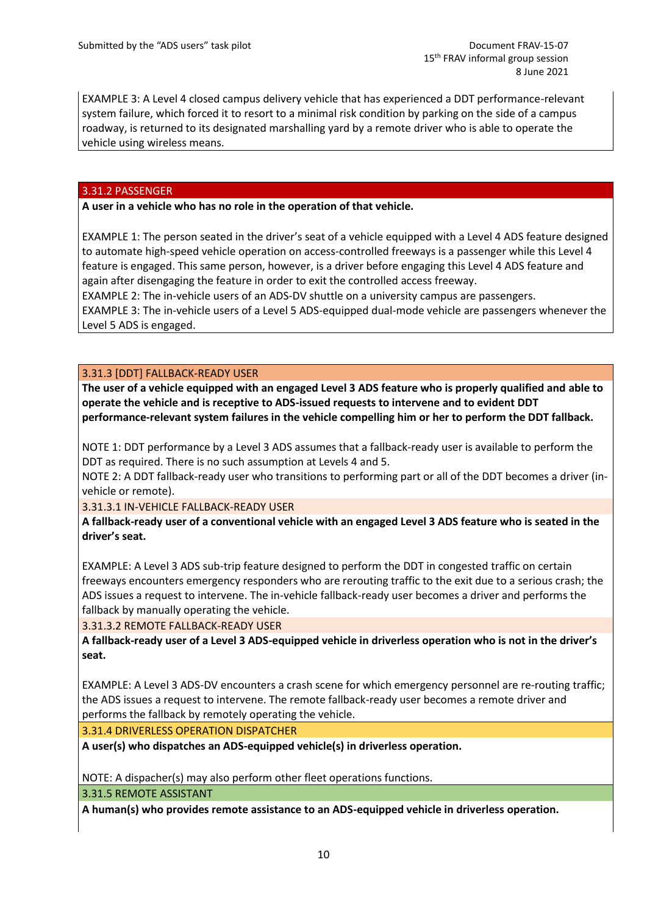EXAMPLE 3: A Level 4 closed campus delivery vehicle that has experienced a DDT performance-relevant system failure, which forced it to resort to a minimal risk condition by parking on the side of a campus roadway, is returned to its designated marshalling yard by a remote driver who is able to operate the vehicle using wireless means.

### 3.31.2 PASSENGER

**A user in a vehicle who has no role in the operation of that vehicle.**

EXAMPLE 1: The person seated in the driver's seat of a vehicle equipped with a Level 4 ADS feature designed to automate high-speed vehicle operation on access-controlled freeways is a passenger while this Level 4 feature is engaged. This same person, however, is a driver before engaging this Level 4 ADS feature and again after disengaging the feature in order to exit the controlled access freeway.
EXAMPLE 2: The in-vehicle users of an ADS-DV shuttle on a university campus are passengers.
EXAMPLE 3: The in-vehicle users of a Level 5 ADS-equipped dual-mode vehicle are passengers whenever the Level 5 ADS is engaged.

### 3.31.3 [DDT] FALLBACK-READY USER

**The user of a vehicle equipped with an engaged Level 3 ADS feature who is properly qualified and able to operate the vehicle and is receptive to ADS-issued requests to intervene and to evident DDT performance-relevant system failures in the vehicle compelling him or her to perform the DDT fallback.**

NOTE 1: DDT performance by a Level 3 ADS assumes that a fallback-ready user is available to perform the DDT as required. There is no such assumption at Levels 4 and 5.
NOTE 2: A DDT fallback-ready user who transitions to performing part or all of the DDT becomes a driver (in-vehicle or remote).

#### 3.31.3.1 IN-VEHICLE FALLBACK-READY USER

**A fallback-ready user of a conventional vehicle with an engaged Level 3 ADS feature who is seated in the driver's seat.**

EXAMPLE: A Level 3 ADS sub-trip feature designed to perform the DDT in congested traffic on certain freeways encounters emergency responders who are rerouting traffic to the exit due to a serious crash; the ADS issues a request to intervene. The in-vehicle fallback-ready user becomes a driver and performs the fallback by manually operating the vehicle.

#### 3.31.3.2 REMOTE FALLBACK-READY USER

**A fallback-ready user of a Level 3 ADS-equipped vehicle in driverless operation who is not in the driver's seat.**

EXAMPLE: A Level 3 ADS-DV encounters a crash scene for which emergency personnel are re-routing traffic; the ADS issues a request to intervene. The remote fallback-ready user becomes a remote driver and performs the fallback by remotely operating the vehicle.

### 3.31.4 DRIVERLESS OPERATION DISPATCHER

**A user(s) who dispatches an ADS-equipped vehicle(s) in driverless operation.**

NOTE: A dispacher(s) may also perform other fleet operations functions.

### 3.31.5 REMOTE ASSISTANT

**A human(s) who provides remote assistance to an ADS-equipped vehicle in driverless operation.**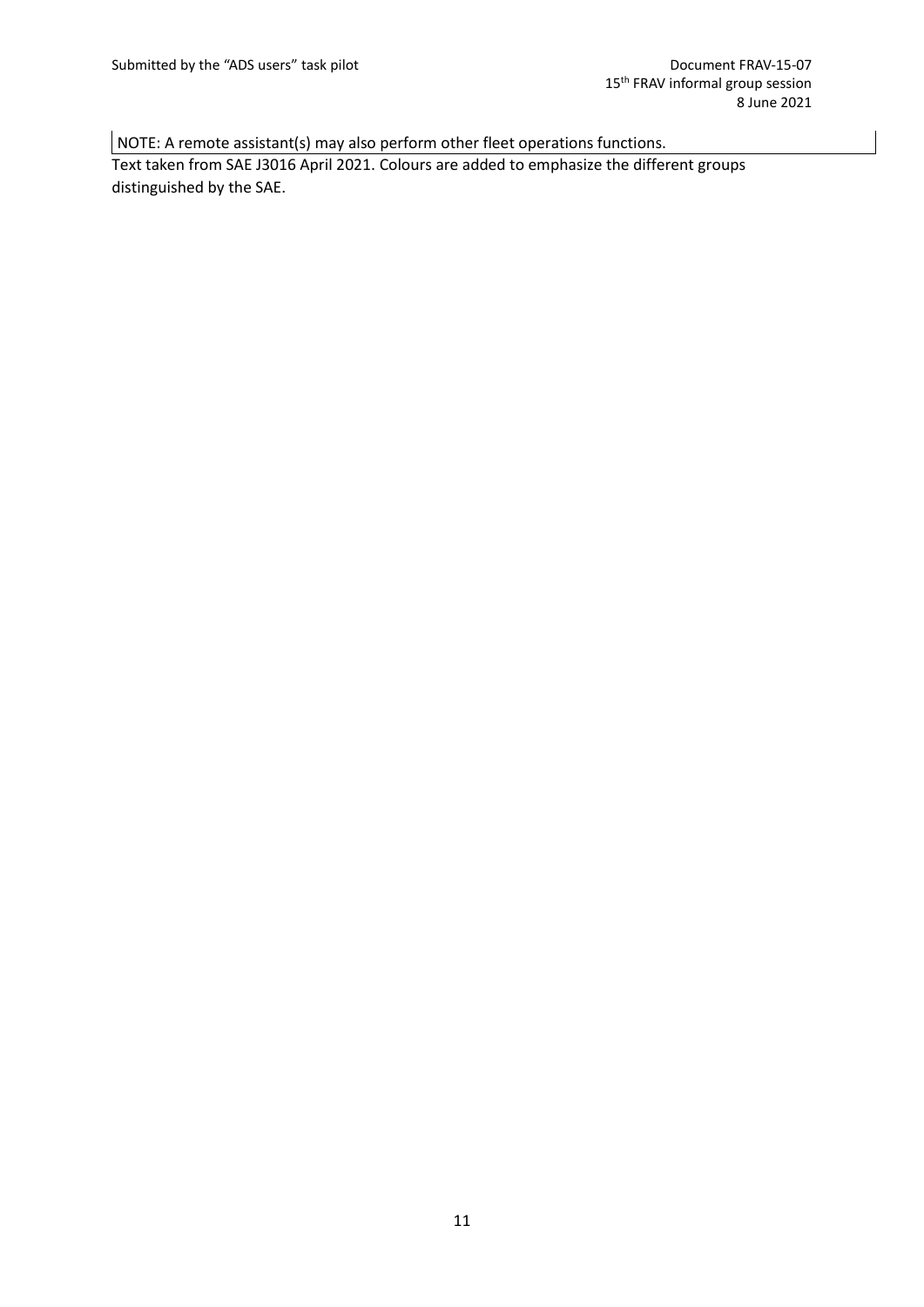| NOTE: A remote assistant(s) may also perform other fleet operations functions. |
| --- |

Text taken from SAE J3016 April 2021. Colours are added to emphasize the different groups distinguished by the SAE.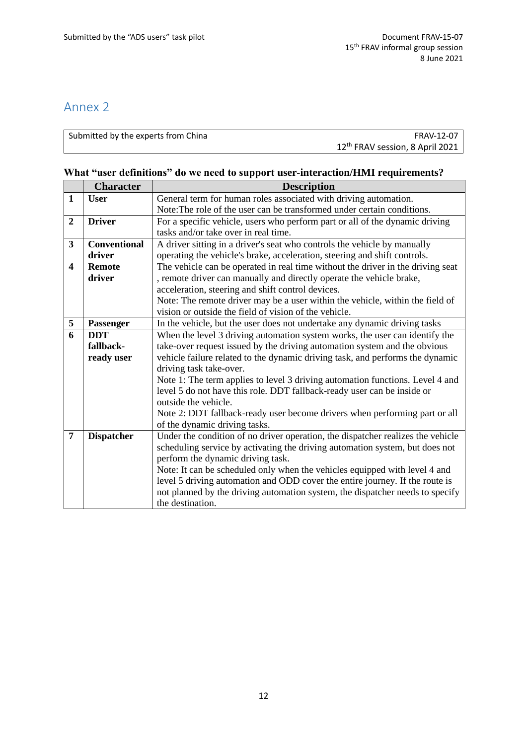# Annex 2

| Submitted by the experts from China | FRAV-12-07<br>12th FRAV session, 8 April 2021 |
|---|---|

**What "user definitions" do we need to support user-interaction/HMI requirements?**

| | Character | Description |
|---|---|---|
| **1** | **User** | General term for human roles associated with driving automation.<br>Note:The role of the user can be transformed under certain conditions. |
| **2** | **Driver** | For a specific vehicle, users who perform part or all of the dynamic driving tasks and/or take over in real time. |
| **3** | **Conventional driver** | A driver sitting in a driver's seat who controls the vehicle by manually operating the vehicle's brake, acceleration, steering and shift controls. |
| **4** | **Remote driver** | The vehicle can be operated in real time without the driver in the driving seat , remote driver can manually and directly operate the vehicle brake, acceleration, steering and shift control devices.<br>Note: The remote driver may be a user within the vehicle, within the field of vision or outside the field of vision of the vehicle. |
| **5** | **Passenger** | In the vehicle, but the user does not undertake any dynamic driving tasks |
| **6** | **DDT fallback-ready user** | When the level 3 driving automation system works, the user can identify the take-over request issued by the driving automation system and the obvious vehicle failure related to the dynamic driving task, and performs the dynamic driving task take-over.<br>Note 1: The term applies to level 3 driving automation functions. Level 4 and level 5 do not have this role. DDT fallback-ready user can be inside or outside the vehicle.<br>Note 2: DDT fallback-ready user become drivers when performing part or all of the dynamic driving tasks. |
| **7** | **Dispatcher** | Under the condition of no driver operation, the dispatcher realizes the vehicle scheduling service by activating the driving automation system, but does not perform the dynamic driving task.<br>Note: It can be scheduled only when the vehicles equipped with level 4 and level 5 driving automation and ODD cover the entire journey. If the route is not planned by the driving automation system, the dispatcher needs to specify the destination. |